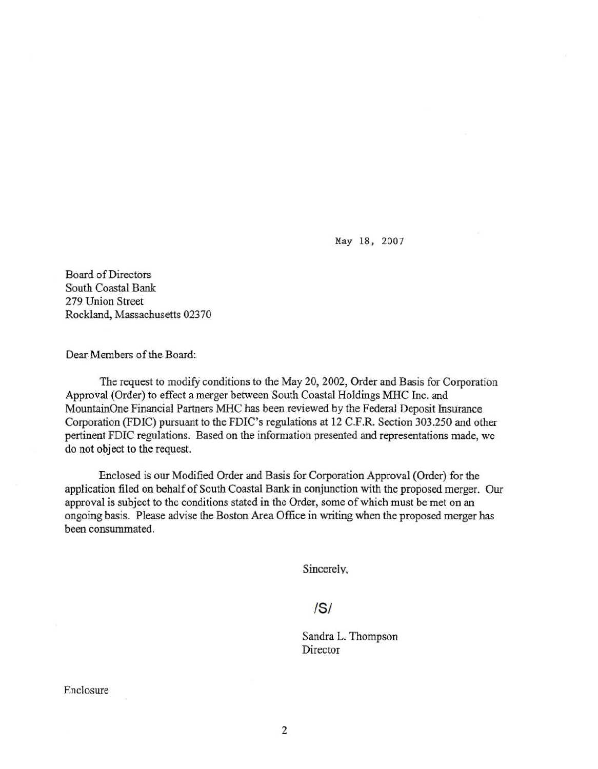May 18, 2007

Board of Directors
South Coastal Bank
279 Union Street
Rockland, Massachusetts 02370

Dear Members of the Board:

The request to modify conditions to the May 20, 2002, Order and Basis for Corporation Approval (Order) to effect a merger between South Coastal Holdings MHC Inc. and MountainOne Financial Partners MHC has been reviewed by the Federal Deposit Insurance Corporation (FDIC) pursuant to the FDIC's regulations at 12 C.F.R. Section 303.250 and other pertinent FDIC regulations. Based on the information presented and representations made, we do not object to the request.

Enclosed is our Modified Order and Basis for Corporation Approval (Order) for the application filed on behalf of South Coastal Bank in conjunction with the proposed merger. Our approval is subject to the conditions stated in the Order, some of which must be met on an ongoing basis. Please advise the Boston Area Office in writing when the proposed merger has been consummated.

Sincerely,

/S/

Sandra L. Thompson
Director

Enclosure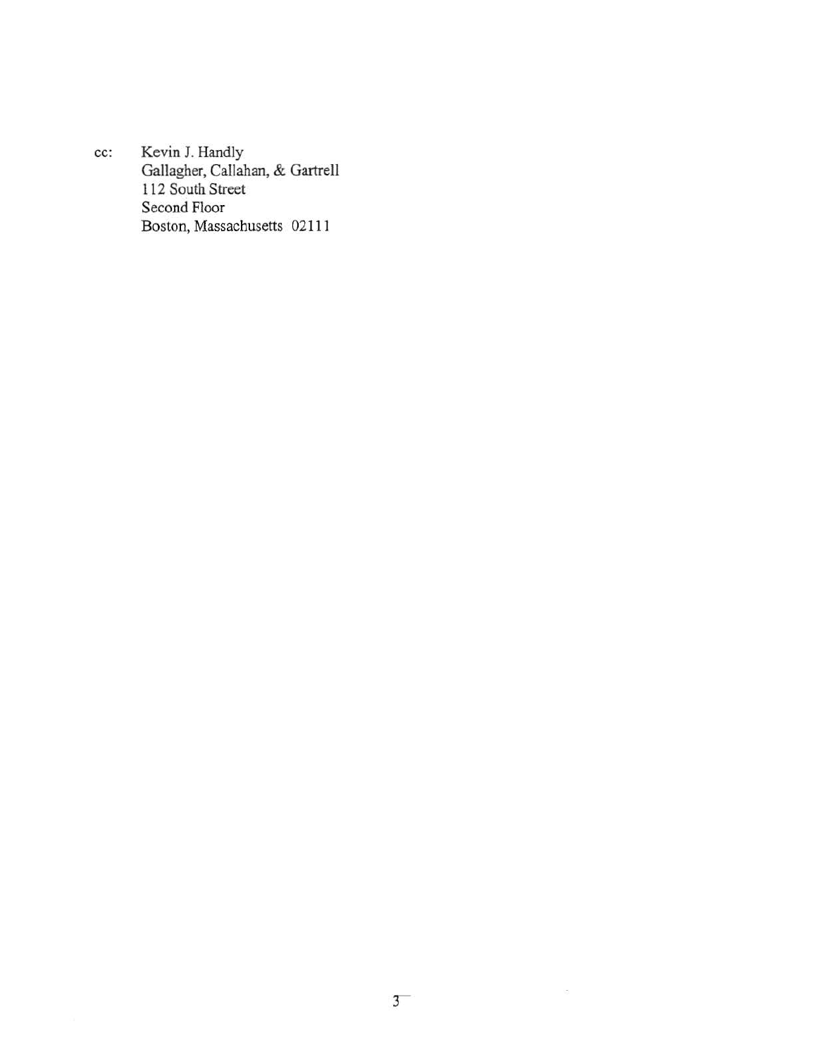cc: Kevin J. Handly
Gallagher, Callahan, & Gartrell
112 South Street
Second Floor
Boston, Massachusetts 02111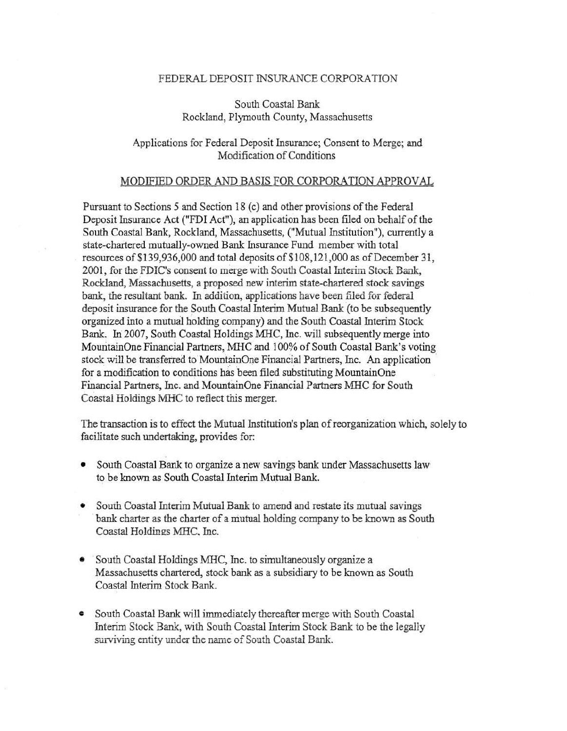FEDERAL DEPOSIT INSURANCE CORPORATION

South Coastal Bank
Rockland, Plymouth County, Massachusetts

Applications for Federal Deposit Insurance; Consent to Merge; and Modification of Conditions

MODIFIED ORDER AND BASIS FOR CORPORATION APPROVAL

Pursuant to Sections 5 and Section 18 (c) and other provisions of the Federal Deposit Insurance Act ("FDI Act"), an application has been filed on behalf of the South Coastal Bank, Rockland, Massachusetts, ("Mutual Institution"), currently a state-chartered mutually-owned Bank Insurance Fund member with total resources of $139,936,000 and total deposits of $108,121,000 as of December 31, 2001, for the FDIC's consent to merge with South Coastal Interim Stock Bank, Rockland, Massachusetts, a proposed new interim state-chartered stock savings bank, the resultant bank. In addition, applications have been filed for federal deposit insurance for the South Coastal Interim Mutual Bank (to be subsequently organized into a mutual holding company) and the South Coastal Interim Stock Bank. In 2007, South Coastal Holdings MHC, Inc. will subsequently merge into MountainOne Financial Partners, MHC and 100% of South Coastal Bank's voting stock will be transferred to MountainOne Financial Partners, Inc. An application for a modification to conditions has been filed substituting MountainOne Financial Partners, Inc. and MountainOne Financial Partners MHC for South Coastal Holdings MHC to reflect this merger.

The transaction is to effect the Mutual Institution's plan of reorganization which, solely to facilitate such undertaking, provides for:

- South Coastal Bank to organize a new savings bank under Massachusetts law to be known as South Coastal Interim Mutual Bank.
- South Coastal Interim Mutual Bank to amend and restate its mutual savings bank charter as the charter of a mutual holding company to be known as South Coastal Holdings MHC, Inc.
- South Coastal Holdings MHC, Inc. to simultaneously organize a Massachusetts chartered, stock bank as a subsidiary to be known as South Coastal Interim Stock Bank.
- South Coastal Bank will immediately thereafter merge with South Coastal Interim Stock Bank, with South Coastal Interim Stock Bank to be the legally surviving entity under the name of South Coastal Bank.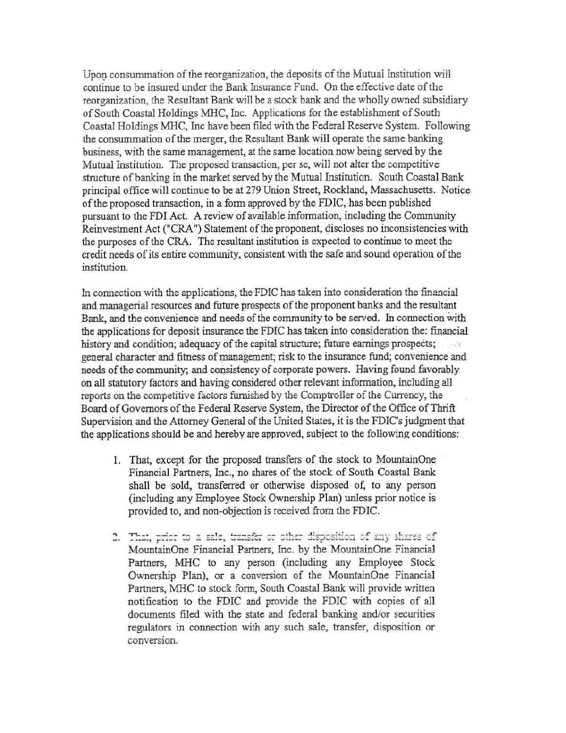Upon consummation of the reorganization, the deposits of the Mutual Institution will continue to be insured under the Bank Insurance Fund. On the effective date of the reorganization, the Resultant Bank will be a stock bank and the wholly owned subsidiary of South Coastal Holdings MHC, Inc. Applications for the establishment of South Coastal Holdings MHC, Inc have been filed with the Federal Reserve System. Following the consummation of the merger, the Resultant Bank will operate the same banking business, with the same management, at the same location now being served by the Mutual Institution. The proposed transaction, per se, will not alter the competitive structure of banking in the market served by the Mutual Institution. South Coastal Bank principal office will continue to be at 279 Union Street, Rockland, Massachusetts. Notice of the proposed transaction, in a form approved by the FDIC, has been published pursuant to the FDI Act. A review of available information, including the Community Reinvestment Act ("CRA") Statement of the proponent, discloses no inconsistencies with the purposes of the CRA. The resultant institution is expected to continue to meet the credit needs of its entire community, consistent with the safe and sound operation of the institution.

In connection with the applications, the FDIC has taken into consideration the financial and managerial resources and future prospects of the proponent banks and the resultant Bank, and the convenience and needs of the community to be served. In connection with the applications for deposit insurance the FDIC has taken into consideration the: financial history and condition; adequacy of the capital structure; future earnings prospects; general character and fitness of management; risk to the insurance fund; convenience and needs of the community; and consistency of corporate powers. Having found favorably on all statutory factors and having considered other relevant information, including all reports on the competitive factors furnished by the Comptroller of the Currency, the Board of Governors of the Federal Reserve System, the Director of the Office of Thrift Supervision and the Attorney General of the United States, it is the FDIC's judgment that the applications should be and hereby are approved, subject to the following conditions:

1. That, except for the proposed transfers of the stock to MountainOne Financial Partners, Inc., no shares of the stock of South Coastal Bank shall be sold, transferred or otherwise disposed of, to any person (including any Employee Stock Ownership Plan) unless prior notice is provided to, and non-objection is received from the FDIC.

2. That, prior to a sale, transfer or other disposition of any shares of MountainOne Financial Partners, Inc. by the MountainOne Financial Partners, MHC to any person (including any Employee Stock Ownership Plan), or a conversion of the MountainOne Financial Partners, MHC to stock form, South Coastal Bank will provide written notification to the FDIC and provide the FDIC with copies of all documents filed with the state and federal banking and/or securities regulators in connection with any such sale, transfer, disposition or conversion.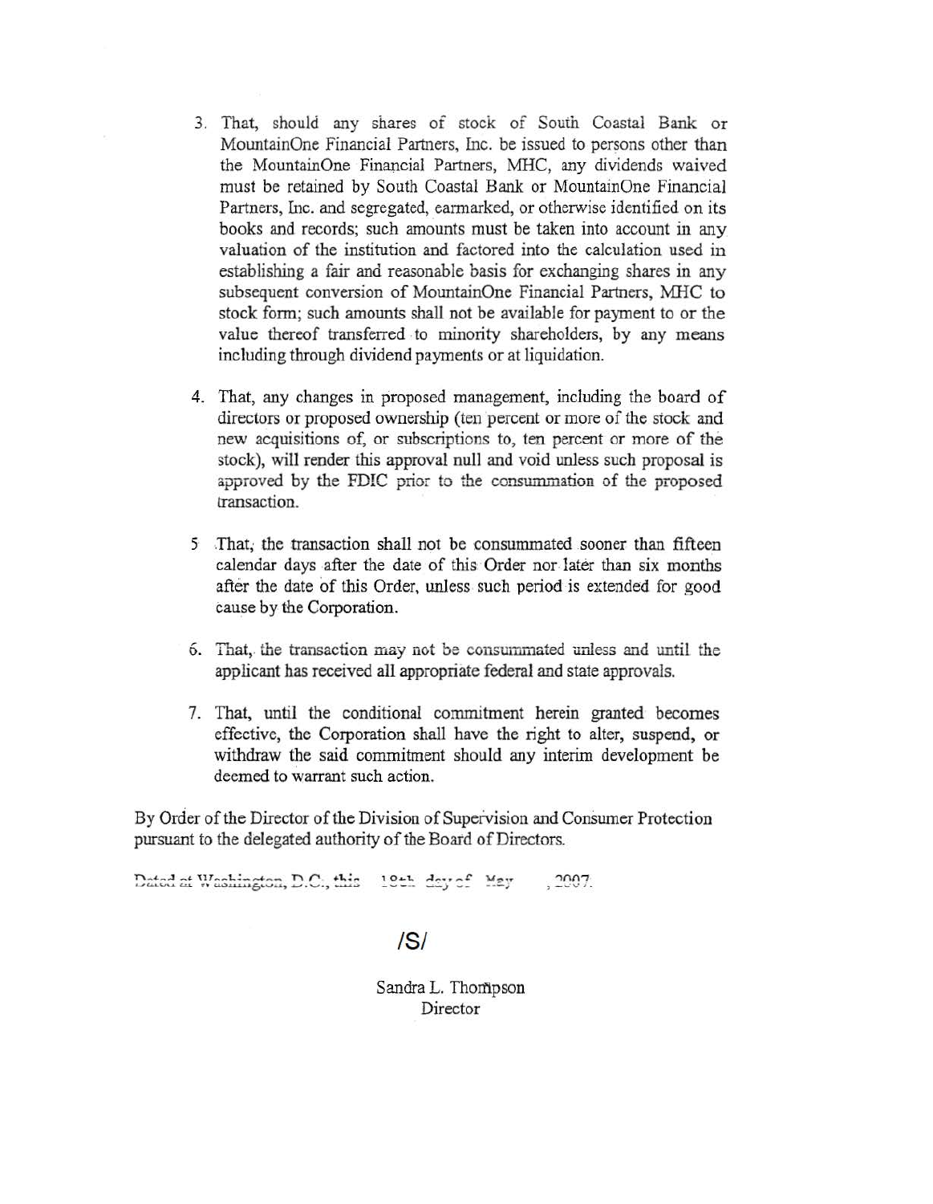3. That, should any shares of stock of South Coastal Bank or MountainOne Financial Partners, Inc. be issued to persons other than the MountainOne Financial Partners, MHC, any dividends waived must be retained by South Coastal Bank or MountainOne Financial Partners, Inc. and segregated, earmarked, or otherwise identified on its books and records; such amounts must be taken into account in any valuation of the institution and factored into the calculation used in establishing a fair and reasonable basis for exchanging shares in any subsequent conversion of MountainOne Financial Partners, MHC to stock form; such amounts shall not be available for payment to or the value thereof transferred to minority shareholders, by any means including through dividend payments or at liquidation.

4. That, any changes in proposed management, including the board of directors or proposed ownership (ten percent or more of the stock and new acquisitions of, or subscriptions to, ten percent or more of the stock), will render this approval null and void unless such proposal is approved by the FDIC prior to the consummation of the proposed transaction.

5. That, the transaction shall not be consummated sooner than fifteen calendar days after the date of this Order nor later than six months after the date of this Order, unless such period is extended for good cause by the Corporation.

6. That, the transaction may not be consummated unless and until the applicant has received all appropriate federal and state approvals.

7. That, until the conditional commitment herein granted becomes effective, the Corporation shall have the right to alter, suspend, or withdraw the said commitment should any interim development be deemed to warrant such action.

By Order of the Director of the Division of Supervision and Consumer Protection pursuant to the delegated authority of the Board of Directors.

Dated at Washington, D.C., this 18th day of May, 2007.

/S/

Sandra L. Thompson
Director